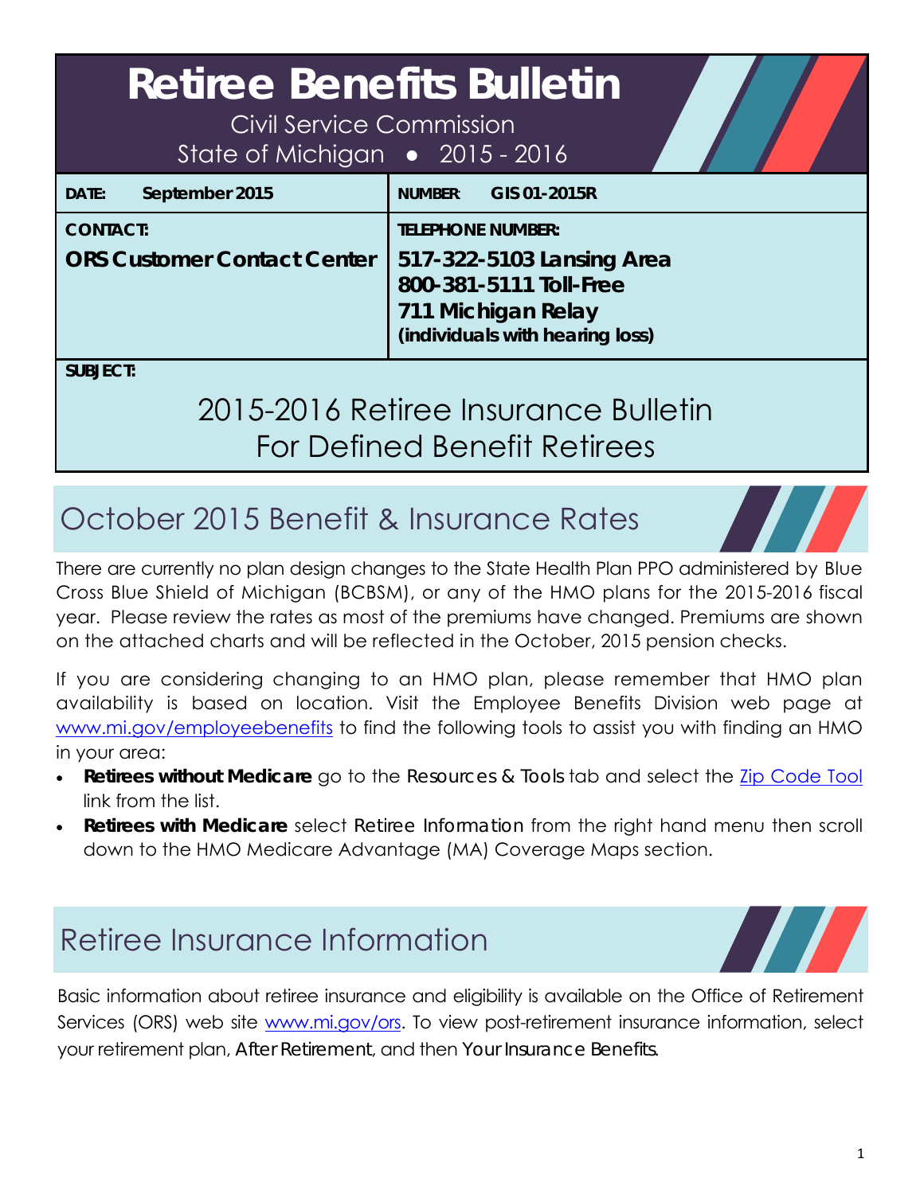# Retiree Benefits Bulletin

Civil Service Commission

State of Michigan • 2015 - 2016

| DATE: September 2015 | NUMBER: GIS 01-2015R |
|---|---|
| **CONTACT:**<br>**ORS Customer Contact Center** | **TELEPHONE NUMBER:**<br>**517-322-5103 Lansing Area**<br>**800-381-5111 Toll-Free**<br>**711 Michigan Relay**<br>**(individuals with hearing loss)** |

**SUBJECT:**

2015-2016 Retiree Insurance Bulletin
For Defined Benefit Retirees

## October 2015 Benefit & Insurance Rates

There are currently no plan design changes to the State Health Plan PPO administered by Blue Cross Blue Shield of Michigan (BCBSM), or any of the HMO plans for the 2015-2016 fiscal year. Please review the rates as most of the premiums have changed. Premiums are shown on the attached charts and will be reflected in the October, 2015 pension checks.

If you are considering changing to an HMO plan, please remember that HMO plan availability is based on location. Visit the Employee Benefits Division web page at www.mi.gov/employeebenefits to find the following tools to assist you with finding an HMO in your area:

- **Retirees without Medicare** go to the Resources & Tools tab and select the Zip Code Tool link from the list.
- **Retirees with Medicare** select Retiree Information from the right hand menu then scroll down to the HMO Medicare Advantage (MA) Coverage Maps section.

## Retiree Insurance Information

Basic information about retiree insurance and eligibility is available on the Office of Retirement Services (ORS) web site www.mi.gov/ors. To view post-retirement insurance information, select your retirement plan, After Retirement, and then Your Insurance Benefits.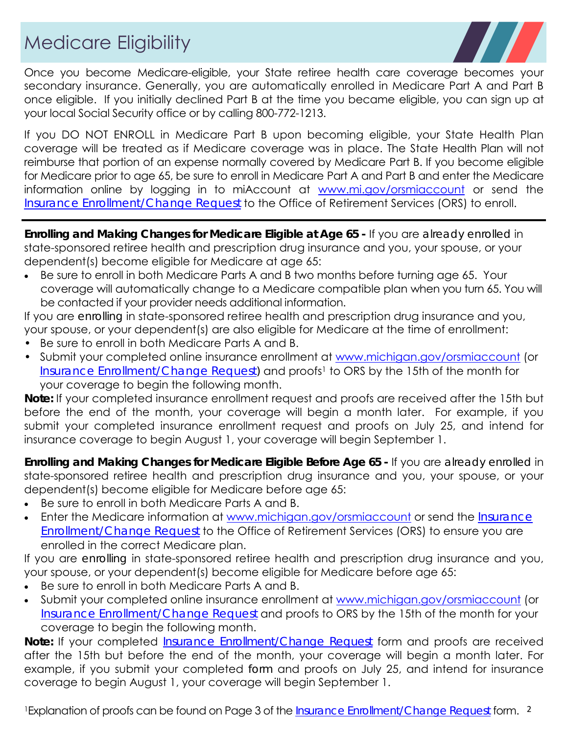# Medicare Eligibility

Once you become Medicare-eligible, your State retiree health care coverage becomes your secondary insurance. Generally, you are automatically enrolled in Medicare Part A and Part B once eligible. If you initially declined Part B at the time you became eligible, you can sign up at your local Social Security office or by calling 800-772-1213.

If you DO NOT ENROLL in Medicare Part B upon becoming eligible, your State Health Plan coverage will be treated as if Medicare coverage was in place. The State Health Plan will not reimburse that portion of an expense normally covered by Medicare Part B. If you become eligible for Medicare prior to age 65, be sure to enroll in Medicare Part A and Part B and enter the Medicare information online by logging in to miAccount at www.mi.gov/orsmiaccount or send the Insurance Enrollment/Change Request to the Office of Retirement Services (ORS) to enroll.

---

**Enrolling and Making Changes for Medicare Eligible at Age 65 -** If you are already enrolled in state-sponsored retiree health and prescription drug insurance and you, your spouse, or your dependent(s) become eligible for Medicare at age 65:

- Be sure to enroll in both Medicare Parts A and B two months before turning age 65. Your coverage will automatically change to a Medicare compatible plan when you turn 65. You will be contacted if your provider needs additional information.

If you are enrolling in state-sponsored retiree health and prescription drug insurance and you, your spouse, or your dependent(s) are also eligible for Medicare at the time of enrollment:

- Be sure to enroll in both Medicare Parts A and B.
- Submit your completed online insurance enrollment at www.michigan.gov/orsmiaccount (or Insurance Enrollment/Change Request) and proofs[1] to ORS by the 15th of the month for your coverage to begin the following month.

**Note:** If your completed insurance enrollment request and proofs are received after the 15th but before the end of the month, your coverage will begin a month later. For example, if you submit your completed insurance enrollment request and proofs on July 25, and intend for insurance coverage to begin August 1, your coverage will begin September 1.

**Enrolling and Making Changes for Medicare Eligible Before Age 65 -** If you are already enrolled in state-sponsored retiree health and prescription drug insurance and you, your spouse, or your dependent(s) become eligible for Medicare before age 65:

- Be sure to enroll in both Medicare Parts A and B.
- Enter the Medicare information at www.michigan.gov/orsmiaccount or send the Insurance Enrollment/Change Request to the Office of Retirement Services (ORS) to ensure you are enrolled in the correct Medicare plan.

If you are enrolling in state-sponsored retiree health and prescription drug insurance and you, your spouse, or your dependent(s) become eligible for Medicare before age 65:

- Be sure to enroll in both Medicare Parts A and B.
- Submit your completed online insurance enrollment at www.michigan.gov/orsmiaccount (or Insurance Enrollment/Change Request and proofs to ORS by the 15th of the month for your coverage to begin the following month.

**Note:** If your completed Insurance Enrollment/Change Request form and proofs are received after the 15th but before the end of the month, your coverage will begin a month later. For example, if you submit your completed form and proofs on July 25, and intend for insurance coverage to begin August 1, your coverage will begin September 1.

[1] Explanation of proofs can be found on Page 3 of the Insurance Enrollment/Change Request form.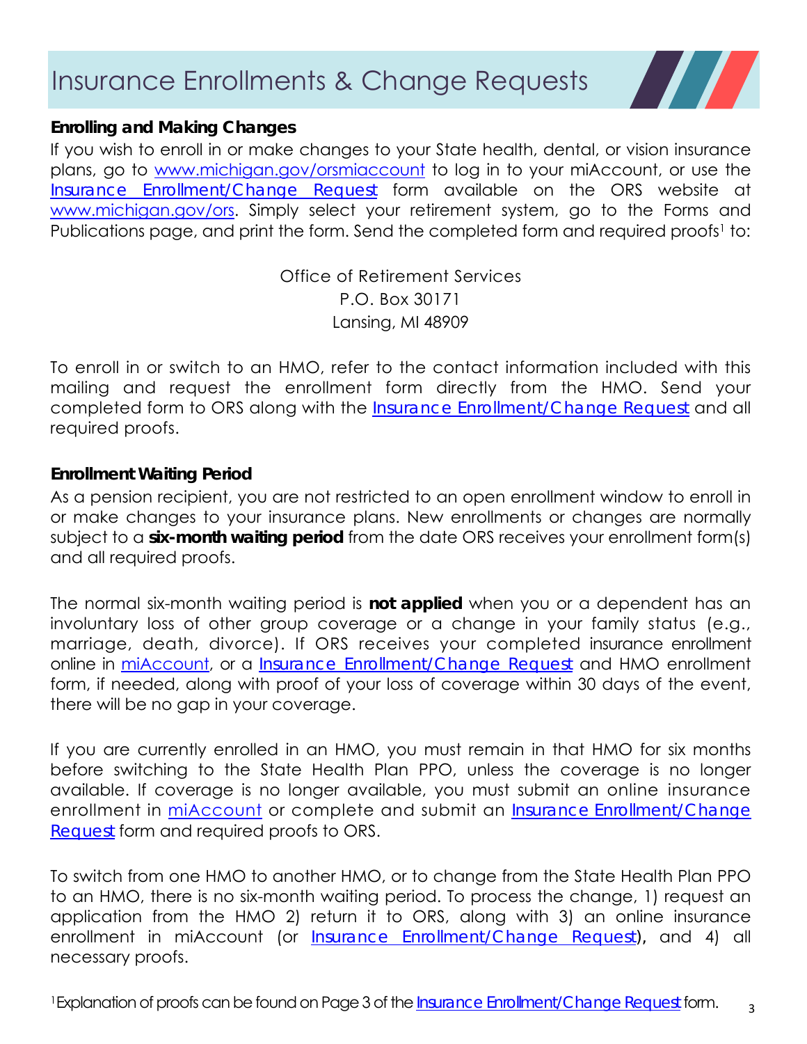# Insurance Enrollments & Change Requests

**Enrolling and Making Changes**

If you wish to enroll in or make changes to your State health, dental, or vision insurance plans, go to www.michigan.gov/orsmiaccount to log in to your miAccount, or use the Insurance Enrollment/Change Request form available on the ORS website at www.michigan.gov/ors. Simply select your retirement system, go to the Forms and Publications page, and print the form. Send the completed form and required proofs[1] to:

Office of Retirement Services
P.O. Box 30171
Lansing, MI 48909

To enroll in or switch to an HMO, refer to the contact information included with this mailing and request the enrollment form directly from the HMO. Send your completed form to ORS along with the Insurance Enrollment/Change Request and all required proofs.

**Enrollment Waiting Period**

As a pension recipient, you are not restricted to an open enrollment window to enroll in or make changes to your insurance plans. New enrollments or changes are normally subject to a **six-month waiting period** from the date ORS receives your enrollment form(s) and all required proofs.

The normal six-month waiting period is **not applied** when you or a dependent has an involuntary loss of other group coverage or a change in your family status (e.g., marriage, death, divorce). If ORS receives your completed insurance enrollment online in miAccount, or a Insurance Enrollment/Change Request and HMO enrollment form, if needed, along with proof of your loss of coverage within 30 days of the event, there will be no gap in your coverage.

If you are currently enrolled in an HMO, you must remain in that HMO for six months before switching to the State Health Plan PPO, unless the coverage is no longer available. If coverage is no longer available, you must submit an online insurance enrollment in miAccount or complete and submit an Insurance Enrollment/Change Request form and required proofs to ORS.

To switch from one HMO to another HMO, or to change from the State Health Plan PPO to an HMO, there is no six-month waiting period. To process the change, 1) request an application from the HMO 2) return it to ORS, along with 3) an online insurance enrollment in miAccount (or Insurance Enrollment/Change Request), and 4) all necessary proofs.

[1] Explanation of proofs can be found on Page 3 of the Insurance Enrollment/Change Request form.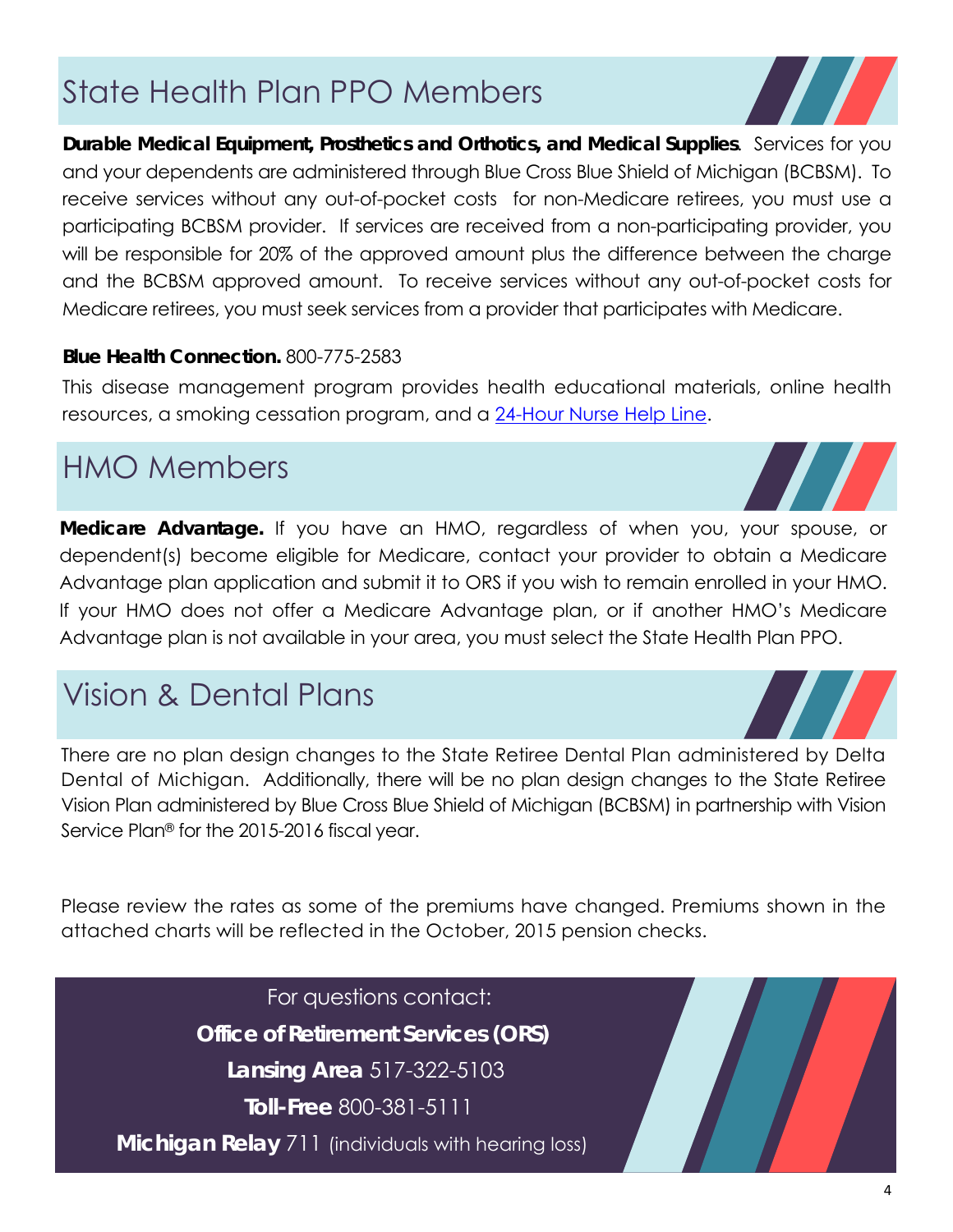## State Health Plan PPO Members

**Durable Medical Equipment, Prosthetics and Orthotics, and Medical Supplies**. Services for you and your dependents are administered through Blue Cross Blue Shield of Michigan (BCBSM). To receive services without any out-of-pocket costs for non-Medicare retirees, you must use a participating BCBSM provider. If services are received from a non-participating provider, you will be responsible for 20% of the approved amount plus the difference between the charge and the BCBSM approved amount. To receive services without any out-of-pocket costs for Medicare retirees, you must seek services from a provider that participates with Medicare.

**Blue Health Connection.** 800-775-2583

This disease management program provides health educational materials, online health resources, a smoking cessation program, and a 24-Hour Nurse Help Line.

## HMO Members

**Medicare Advantage.** If you have an HMO, regardless of when you, your spouse, or dependent(s) become eligible for Medicare, contact your provider to obtain a Medicare Advantage plan application and submit it to ORS if you wish to remain enrolled in your HMO. If your HMO does not offer a Medicare Advantage plan, or if another HMO's Medicare Advantage plan is not available in your area, you must select the State Health Plan PPO.

## Vision & Dental Plans

There are no plan design changes to the State Retiree Dental Plan administered by Delta Dental of Michigan. Additionally, there will be no plan design changes to the State Retiree Vision Plan administered by Blue Cross Blue Shield of Michigan (BCBSM) in partnership with Vision Service Plan® for the 2015-2016 fiscal year.

Please review the rates as some of the premiums have changed. Premiums shown in the attached charts will be reflected in the October, 2015 pension checks.

For questions contact:

**Office of Retirement Services (ORS)**

**Lansing Area** 517-322-5103

**Toll-Free** 800-381-5111

**Michigan Relay** 711 (individuals with hearing loss)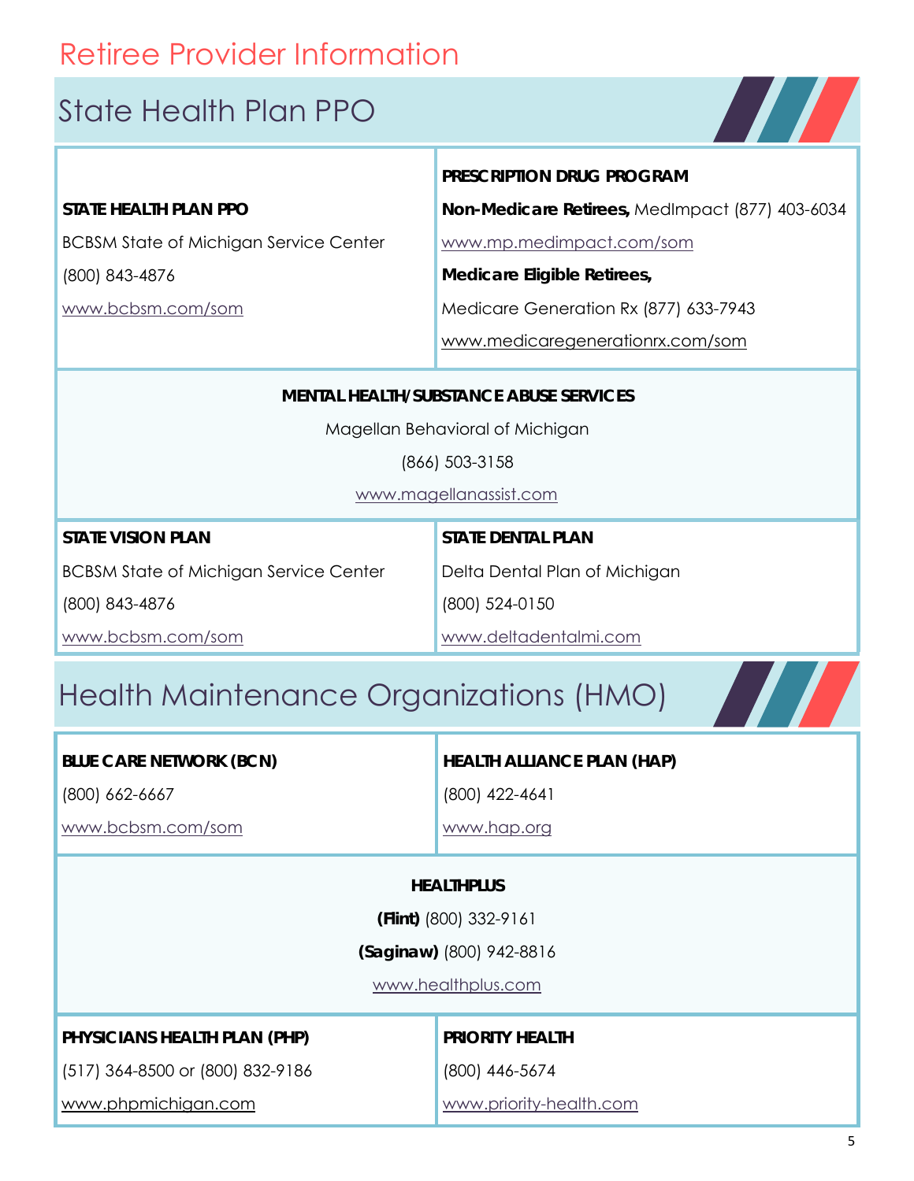# Retiree Provider Information

## State Health Plan PPO

**STATE HEALTH PLAN PPO**

BCBSM State of Michigan Service Center

(800) 843-4876

www.bcbsm.com/som

**PRESCRIPTION DRUG PROGRAM**

**Non-Medicare Retirees,** MedImpact (877) 403-6034

www.mp.medimpact.com/som

**Medicare Eligible Retirees,**

Medicare Generation Rx (877) 633-7943

www.medicaregenerationrx.com/som

**MENTAL HEALTH/SUBSTANCE ABUSE SERVICES**

Magellan Behavioral of Michigan

(866) 503-3158

www.magellanassist.com

**STATE VISION PLAN**

BCBSM State of Michigan Service Center

(800) 843-4876

www.bcbsm.com/som

**STATE DENTAL PLAN**

Delta Dental Plan of Michigan

(800) 524-0150

www.deltadentalmi.com

## Health Maintenance Organizations (HMO)

**BLUE CARE NETWORK (BCN)**

(800) 662-6667

www.bcbsm.com/som

**HEALTH ALLIANCE PLAN (HAP)**

(800) 422-4641

www.hap.org

**HEALTHPLUS**

**(Flint)** (800) 332-9161

**(Saginaw)** (800) 942-8816

www.healthplus.com

**PHYSICIANS HEALTH PLAN (PHP)**

(517) 364-8500 or (800) 832-9186

www.phpmichigan.com

**PRIORITY HEALTH**

(800) 446-5674

www.priority-health.com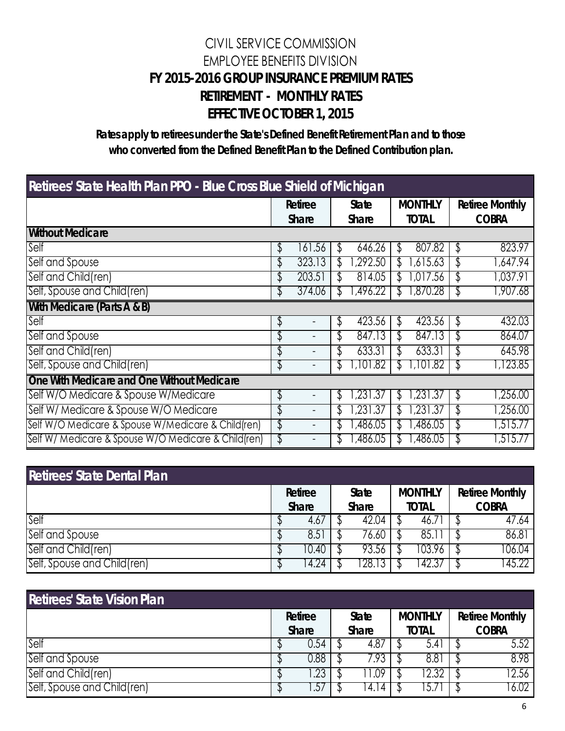# CIVIL SERVICE COMMISSION

## EMPLOYEE BENEFITS DIVISION

## FY 2015-2016 GROUP INSURANCE PREMIUM RATES

## RETIREMENT - MONTHLY RATES

## EFFECTIVE OCTOBER 1, 2015

**Rates apply to retirees under the State's Defined Benefit Retirement Plan and to those who converted from the Defined Benefit Plan to the Defined Contribution plan.**

| Retirees' State Health Plan PPO - Blue Cross Blue Shield of Michigan | Retiree Share | State Share | MONTHLY TOTAL | Retiree Monthly COBRA |
|---|---|---|---|---|
| **Without Medicare** | | | | |
| Self | $ 161.56 | $ 646.26 | $ 807.82 | $ 823.97 |
| Self and Spouse | $ 323.13 | $ 1,292.50 | $ 1,615.63 | $ 1,647.94 |
| Self and Child(ren) | $ 203.51 | $ 814.05 | $ 1,017.56 | $ 1,037.91 |
| Self, Spouse and Child(ren) | $ 374.06 | $ 1,496.22 | $ 1,870.28 | $ 1,907.68 |
| **With Medicare (Parts A & B)** | | | | |
| Self | $ - | $ 423.56 | $ 423.56 | $ 432.03 |
| Self and Spouse | $ - | $ 847.13 | $ 847.13 | $ 864.07 |
| Self and Child(ren) | $ - | $ 633.31 | $ 633.31 | $ 645.98 |
| Self, Spouse and Child(ren) | $ - | $ 1,101.82 | $ 1,101.82 | $ 1,123.85 |
| **One With Medicare and One Without Medicare** | | | | |
| Self W/O Medicare & Spouse W/Medicare | $ - | $ 1,231.37 | $ 1,231.37 | $ 1,256.00 |
| Self W/ Medicare & Spouse W/O Medicare | $ - | $ 1,231.37 | $ 1,231.37 | $ 1,256.00 |
| Self W/O Medicare & Spouse W/Medicare & Child(ren) | $ - | $ 1,486.05 | $ 1,486.05 | $ 1,515.77 |
| Self W/ Medicare & Spouse W/O Medicare & Child(ren) | $ - | $ 1,486.05 | $ 1,486.05 | $ 1,515.77 |

| Retirees' State Dental Plan | Retiree Share | State Share | MONTHLY TOTAL | Retiree Monthly COBRA |
|---|---|---|---|---|
| Self | $ 4.67 | $ 42.04 | $ 46.71 | $ 47.64 |
| Self and Spouse | $ 8.51 | $ 76.60 | $ 85.11 | $ 86.81 |
| Self and Child(ren) | $ 10.40 | $ 93.56 | $ 103.96 | $ 106.04 |
| Self, Spouse and Child(ren) | $ 14.24 | $ 128.13 | $ 142.37 | $ 145.22 |

| Retirees' State Vision Plan | Retiree Share | State Share | MONTHLY TOTAL | Retiree Monthly COBRA |
|---|---|---|---|---|
| Self | $ 0.54 | $ 4.87 | $ 5.41 | $ 5.52 |
| Self and Spouse | $ 0.88 | $ 7.93 | $ 8.81 | $ 8.98 |
| Self and Child(ren) | $ 1.23 | $ 11.09 | $ 12.32 | $ 12.56 |
| Self, Spouse and Child(ren) | $ 1.57 | $ 14.14 | $ 15.71 | $ 16.02 |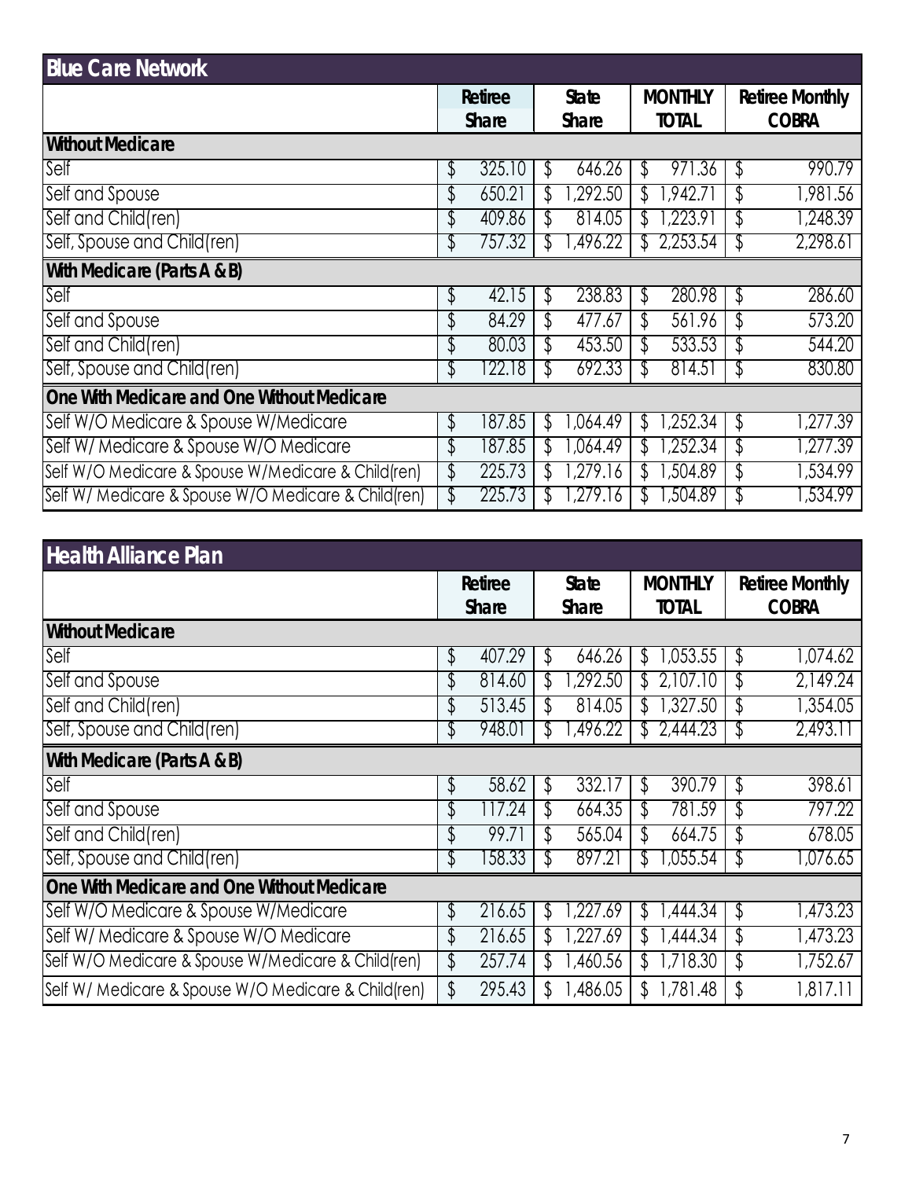## Blue Care Network

| | Retiree Share | State Share | MONTHLY TOTAL | Retiree Monthly COBRA |
|---|---|---|---|---|
| **Without Medicare** | | | | |
| Self | $ 325.10 | $ 646.26 | $ 971.36 | $ 990.79 |
| Self and Spouse | $ 650.21 | $ 1,292.50 | $ 1,942.71 | $ 1,981.56 |
| Self and Child(ren) | $ 409.86 | $ 814.05 | $ 1,223.91 | $ 1,248.39 |
| Self, Spouse and Child(ren) | $ 757.32 | $ 1,496.22 | $ 2,253.54 | $ 2,298.61 |
| **With Medicare (Parts A & B)** | | | | |
| Self | $ 42.15 | $ 238.83 | $ 280.98 | $ 286.60 |
| Self and Spouse | $ 84.29 | $ 477.67 | $ 561.96 | $ 573.20 |
| Self and Child(ren) | $ 80.03 | $ 453.50 | $ 533.53 | $ 544.20 |
| Self, Spouse and Child(ren) | $ 122.18 | $ 692.33 | $ 814.51 | $ 830.80 |
| **One With Medicare and One Without Medicare** | | | | |
| Self W/O Medicare & Spouse W/Medicare | $ 187.85 | $ 1,064.49 | $ 1,252.34 | $ 1,277.39 |
| Self W/ Medicare & Spouse W/O Medicare | $ 187.85 | $ 1,064.49 | $ 1,252.34 | $ 1,277.39 |
| Self W/O Medicare & Spouse W/Medicare & Child(ren) | $ 225.73 | $ 1,279.16 | $ 1,504.89 | $ 1,534.99 |
| Self W/ Medicare & Spouse W/O Medicare & Child(ren) | $ 225.73 | $ 1,279.16 | $ 1,504.89 | $ 1,534.99 |

## Health Alliance Plan

| | Retiree Share | State Share | MONTHLY TOTAL | Retiree Monthly COBRA |
|---|---|---|---|---|
| **Without Medicare** | | | | |
| Self | $ 407.29 | $ 646.26 | $ 1,053.55 | $ 1,074.62 |
| Self and Spouse | $ 814.60 | $ 1,292.50 | $ 2,107.10 | $ 2,149.24 |
| Self and Child(ren) | $ 513.45 | $ 814.05 | $ 1,327.50 | $ 1,354.05 |
| Self, Spouse and Child(ren) | $ 948.01 | $ 1,496.22 | $ 2,444.23 | $ 2,493.11 |
| **With Medicare (Parts A & B)** | | | | |
| Self | $ 58.62 | $ 332.17 | $ 390.79 | $ 398.61 |
| Self and Spouse | $ 117.24 | $ 664.35 | $ 781.59 | $ 797.22 |
| Self and Child(ren) | $ 99.71 | $ 565.04 | $ 664.75 | $ 678.05 |
| Self, Spouse and Child(ren) | $ 158.33 | $ 897.21 | $ 1,055.54 | $ 1,076.65 |
| **One With Medicare and One Without Medicare** | | | | |
| Self W/O Medicare & Spouse W/Medicare | $ 216.65 | $ 1,227.69 | $ 1,444.34 | $ 1,473.23 |
| Self W/ Medicare & Spouse W/O Medicare | $ 216.65 | $ 1,227.69 | $ 1,444.34 | $ 1,473.23 |
| Self W/O Medicare & Spouse W/Medicare & Child(ren) | $ 257.74 | $ 1,460.56 | $ 1,718.30 | $ 1,752.67 |
| Self W/ Medicare & Spouse W/O Medicare & Child(ren) | $ 295.43 | $ 1,486.05 | $ 1,781.48 | $ 1,817.11 |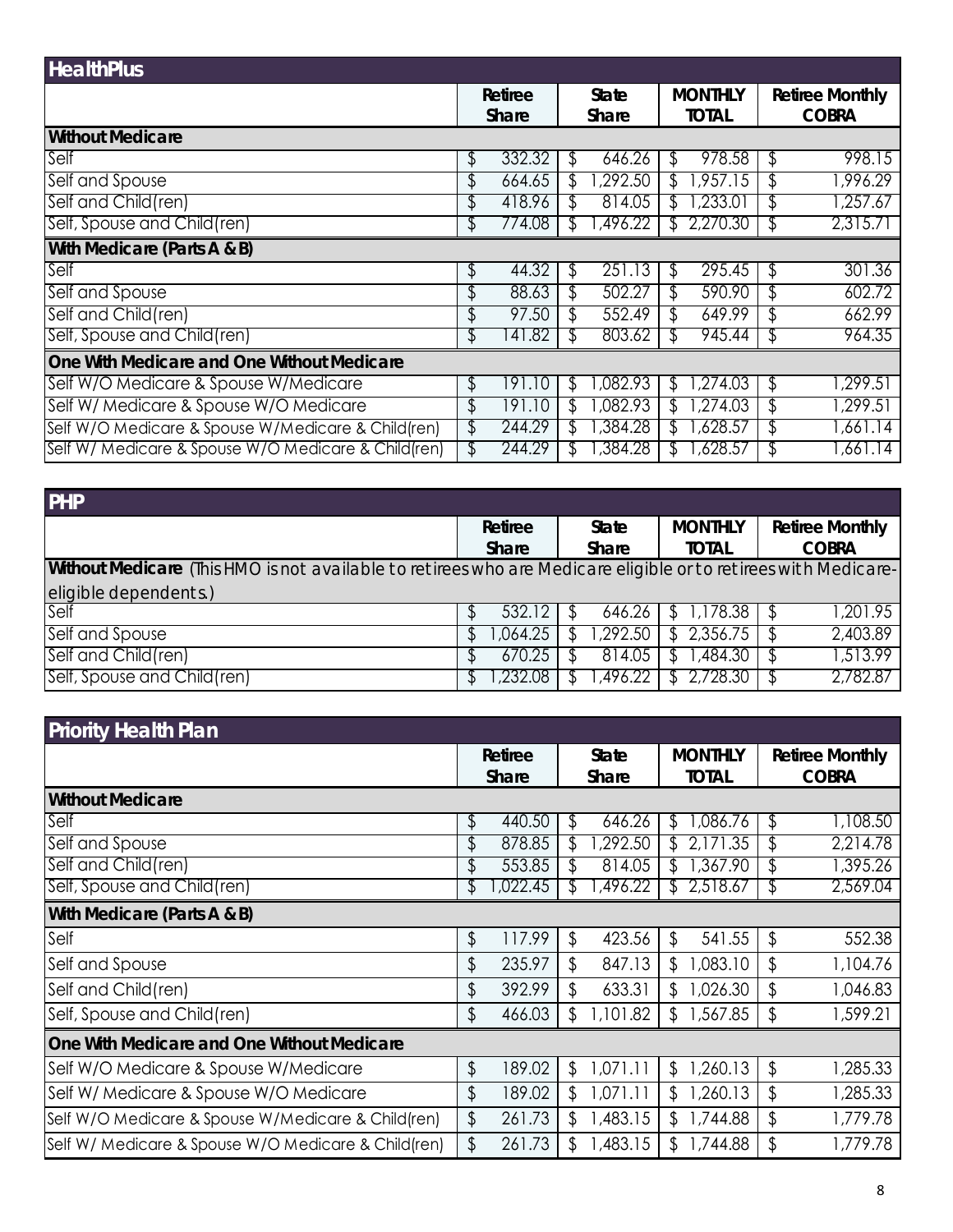## HealthPlus

| | Retiree Share | State Share | MONTHLY TOTAL | Retiree Monthly COBRA |
|---|---|---|---|---|
| **Without Medicare** | | | | |
| Self | $ 332.32 | $ 646.26 | $ 978.58 | $ 998.15 |
| Self and Spouse | $ 664.65 | $ 1,292.50 | $ 1,957.15 | $ 1,996.29 |
| Self and Child(ren) | $ 418.96 | $ 814.05 | $ 1,233.01 | $ 1,257.67 |
| Self, Spouse and Child(ren) | $ 774.08 | $ 1,496.22 | $ 2,270.30 | $ 2,315.71 |
| **With Medicare (Parts A & B)** | | | | |
| Self | $ 44.32 | $ 251.13 | $ 295.45 | $ 301.36 |
| Self and Spouse | $ 88.63 | $ 502.27 | $ 590.90 | $ 602.72 |
| Self and Child(ren) | $ 97.50 | $ 552.49 | $ 649.99 | $ 662.99 |
| Self, Spouse and Child(ren) | $ 141.82 | $ 803.62 | $ 945.44 | $ 964.35 |
| **One With Medicare and One Without Medicare** | | | | |
| Self W/O Medicare & Spouse W/Medicare | $ 191.10 | $ 1,082.93 | $ 1,274.03 | $ 1,299.51 |
| Self W/ Medicare & Spouse W/O Medicare | $ 191.10 | $ 1,082.93 | $ 1,274.03 | $ 1,299.51 |
| Self W/O Medicare & Spouse W/Medicare & Child(ren) | $ 244.29 | $ 1,384.28 | $ 1,628.57 | $ 1,661.14 |
| Self W/ Medicare & Spouse W/O Medicare & Child(ren) | $ 244.29 | $ 1,384.28 | $ 1,628.57 | $ 1,661.14 |

## PHP

| | Retiree Share | State Share | MONTHLY TOTAL | Retiree Monthly COBRA |
|---|---|---|---|---|
| **Without Medicare** (This HMO is not available to retirees who are Medicare eligible or to retirees with Medicare-eligible dependents.) | | | | |
| Self | $ 532.12 | $ 646.26 | $ 1,178.38 | $ 1,201.95 |
| Self and Spouse | $ 1,064.25 | $ 1,292.50 | $ 2,356.75 | $ 2,403.89 |
| Self and Child(ren) | $ 670.25 | $ 814.05 | $ 1,484.30 | $ 1,513.99 |
| Self, Spouse and Child(ren) | $ 1,232.08 | $ 1,496.22 | $ 2,728.30 | $ 2,782.87 |

## Priority Health Plan

| | Retiree Share | State Share | MONTHLY TOTAL | Retiree Monthly COBRA |
|---|---|---|---|---|
| **Without Medicare** | | | | |
| Self | $ 440.50 | $ 646.26 | $ 1,086.76 | $ 1,108.50 |
| Self and Spouse | $ 878.85 | $ 1,292.50 | $ 2,171.35 | $ 2,214.78 |
| Self and Child(ren) | $ 553.85 | $ 814.05 | $ 1,367.90 | $ 1,395.26 |
| Self, Spouse and Child(ren) | $ 1,022.45 | $ 1,496.22 | $ 2,518.67 | $ 2,569.04 |
| **With Medicare (Parts A & B)** | | | | |
| Self | $ 117.99 | $ 423.56 | $ 541.55 | $ 552.38 |
| Self and Spouse | $ 235.97 | $ 847.13 | $ 1,083.10 | $ 1,104.76 |
| Self and Child(ren) | $ 392.99 | $ 633.31 | $ 1,026.30 | $ 1,046.83 |
| Self, Spouse and Child(ren) | $ 466.03 | $ 1,101.82 | $ 1,567.85 | $ 1,599.21 |
| **One With Medicare and One Without Medicare** | | | | |
| Self W/O Medicare & Spouse W/Medicare | $ 189.02 | $ 1,071.11 | $ 1,260.13 | $ 1,285.33 |
| Self W/ Medicare & Spouse W/O Medicare | $ 189.02 | $ 1,071.11 | $ 1,260.13 | $ 1,285.33 |
| Self W/O Medicare & Spouse W/Medicare & Child(ren) | $ 261.73 | $ 1,483.15 | $ 1,744.88 | $ 1,779.78 |
| Self W/ Medicare & Spouse W/O Medicare & Child(ren) | $ 261.73 | $ 1,483.15 | $ 1,744.88 | $ 1,779.78 |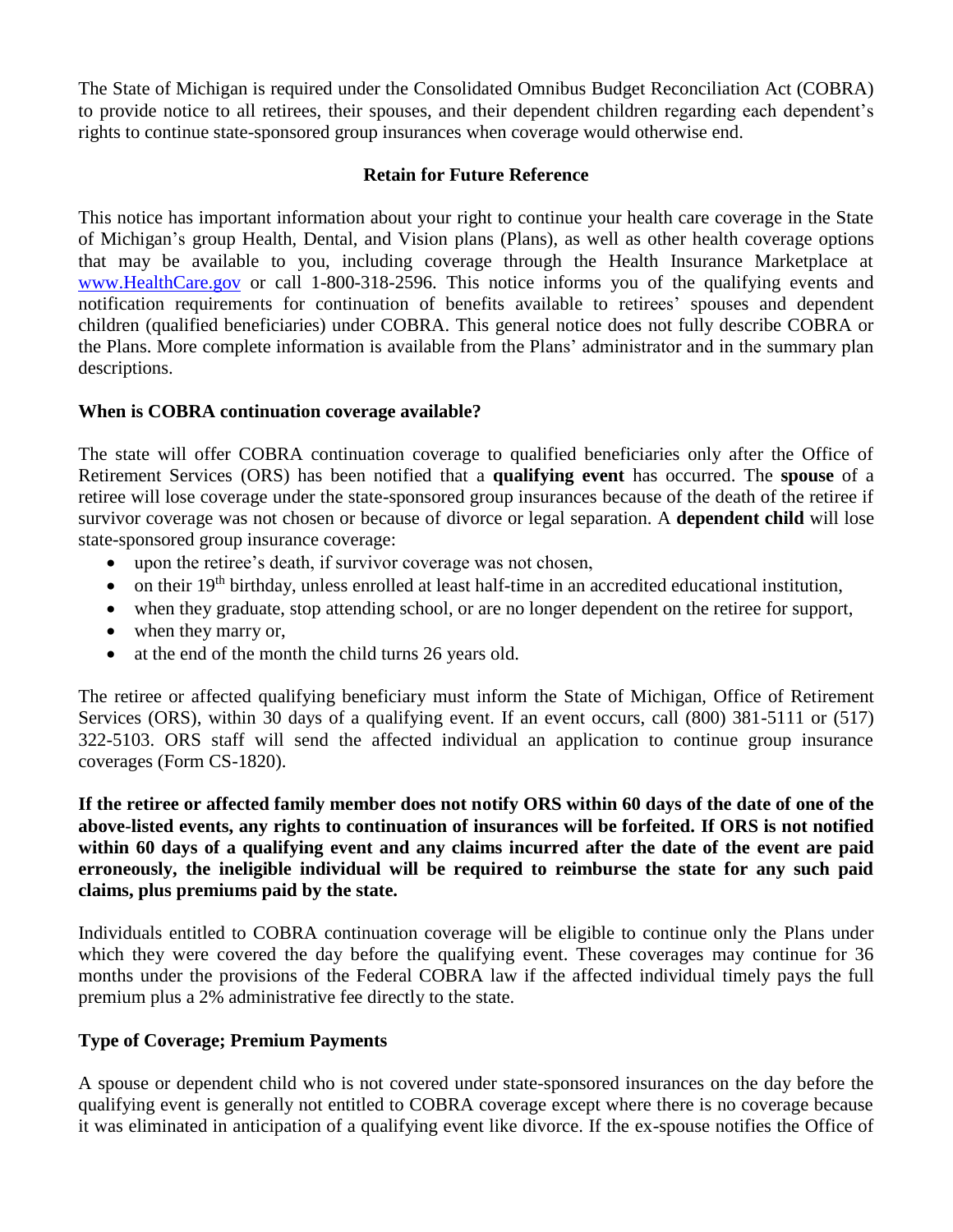The State of Michigan is required under the Consolidated Omnibus Budget Reconciliation Act (COBRA) to provide notice to all retirees, their spouses, and their dependent children regarding each dependent's rights to continue state-sponsored group insurances when coverage would otherwise end.

**Retain for Future Reference**

This notice has important information about your right to continue your health care coverage in the State of Michigan's group Health, Dental, and Vision plans (Plans), as well as other health coverage options that may be available to you, including coverage through the Health Insurance Marketplace at [www.HealthCare.gov](www.HealthCare.gov) or call 1-800-318-2596. This notice informs you of the qualifying events and notification requirements for continuation of benefits available to retirees' spouses and dependent children (qualified beneficiaries) under COBRA. This general notice does not fully describe COBRA or the Plans. More complete information is available from the Plans' administrator and in the summary plan descriptions.

**When is COBRA continuation coverage available?**

The state will offer COBRA continuation coverage to qualified beneficiaries only after the Office of Retirement Services (ORS) has been notified that a **qualifying event** has occurred. The **spouse** of a retiree will lose coverage under the state-sponsored group insurances because of the death of the retiree if survivor coverage was not chosen or because of divorce or legal separation. A **dependent child** will lose state-sponsored group insurance coverage:

- upon the retiree's death, if survivor coverage was not chosen,
- on their 19th birthday, unless enrolled at least half-time in an accredited educational institution,
- when they graduate, stop attending school, or are no longer dependent on the retiree for support,
- when they marry or,
- at the end of the month the child turns 26 years old.

The retiree or affected qualifying beneficiary must inform the State of Michigan, Office of Retirement Services (ORS), within 30 days of a qualifying event. If an event occurs, call (800) 381-5111 or (517) 322-5103. ORS staff will send the affected individual an application to continue group insurance coverages (Form CS-1820).

**If the retiree or affected family member does not notify ORS within 60 days of the date of one of the above-listed events, any rights to continuation of insurances will be forfeited. If ORS is not notified within 60 days of a qualifying event and any claims incurred after the date of the event are paid erroneously, the ineligible individual will be required to reimburse the state for any such paid claims, plus premiums paid by the state.**

Individuals entitled to COBRA continuation coverage will be eligible to continue only the Plans under which they were covered the day before the qualifying event. These coverages may continue for 36 months under the provisions of the Federal COBRA law if the affected individual timely pays the full premium plus a 2% administrative fee directly to the state.

**Type of Coverage; Premium Payments**

A spouse or dependent child who is not covered under state-sponsored insurances on the day before the qualifying event is generally not entitled to COBRA coverage except where there is no coverage because it was eliminated in anticipation of a qualifying event like divorce. If the ex-spouse notifies the Office of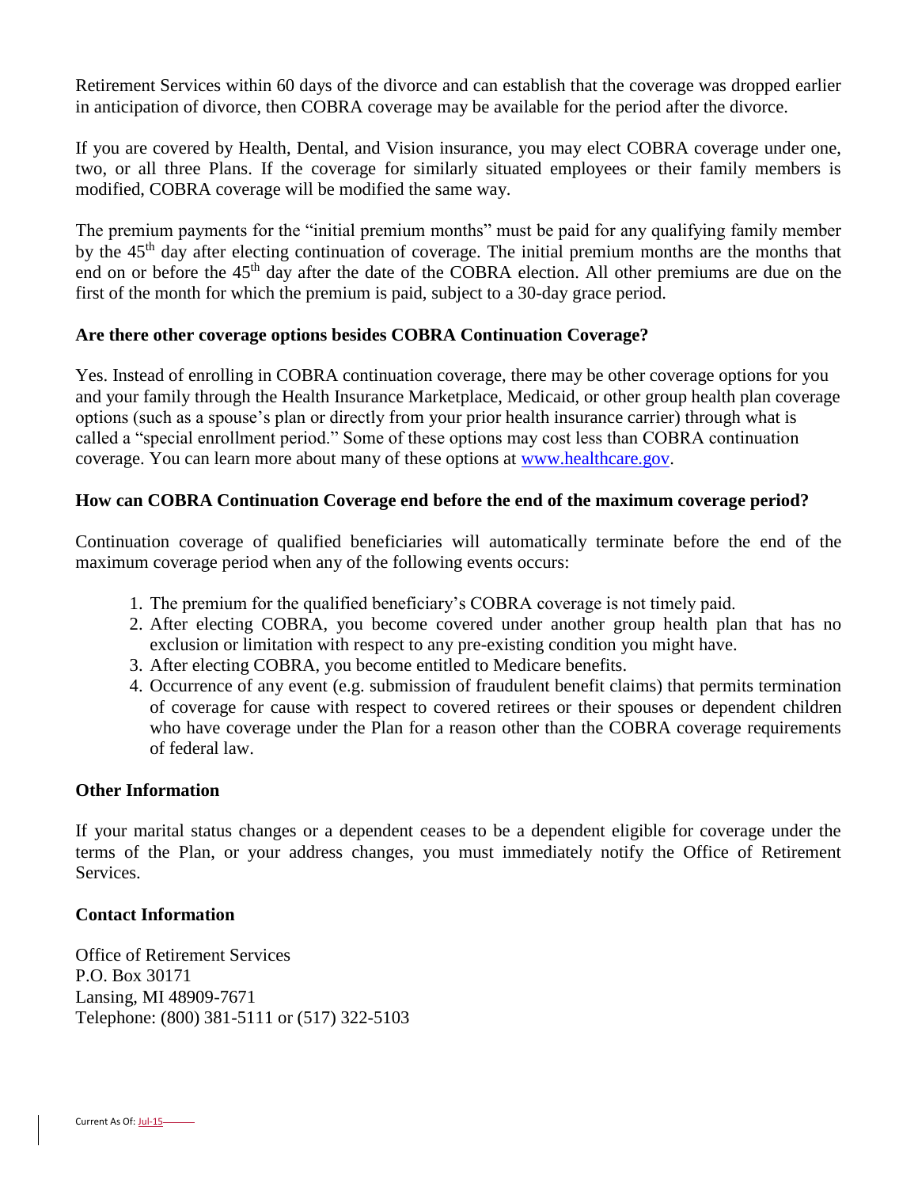Retirement Services within 60 days of the divorce and can establish that the coverage was dropped earlier in anticipation of divorce, then COBRA coverage may be available for the period after the divorce.

If you are covered by Health, Dental, and Vision insurance, you may elect COBRA coverage under one, two, or all three Plans. If the coverage for similarly situated employees or their family members is modified, COBRA coverage will be modified the same way.

The premium payments for the "initial premium months" must be paid for any qualifying family member by the 45th day after electing continuation of coverage. The initial premium months are the months that end on or before the 45th day after the date of the COBRA election. All other premiums are due on the first of the month for which the premium is paid, subject to a 30-day grace period.

**Are there other coverage options besides COBRA Continuation Coverage?**

Yes. Instead of enrolling in COBRA continuation coverage, there may be other coverage options for you and your family through the Health Insurance Marketplace, Medicaid, or other group health plan coverage options (such as a spouse's plan or directly from your prior health insurance carrier) through what is called a "special enrollment period." Some of these options may cost less than COBRA continuation coverage. You can learn more about many of these options at www.healthcare.gov.

**How can COBRA Continuation Coverage end before the end of the maximum coverage period?**

Continuation coverage of qualified beneficiaries will automatically terminate before the end of the maximum coverage period when any of the following events occurs:

1. The premium for the qualified beneficiary's COBRA coverage is not timely paid.
2. After electing COBRA, you become covered under another group health plan that has no exclusion or limitation with respect to any pre-existing condition you might have.
3. After electing COBRA, you become entitled to Medicare benefits.
4. Occurrence of any event (e.g. submission of fraudulent benefit claims) that permits termination of coverage for cause with respect to covered retirees or their spouses or dependent children who have coverage under the Plan for a reason other than the COBRA coverage requirements of federal law.

**Other Information**

If your marital status changes or a dependent ceases to be a dependent eligible for coverage under the terms of the Plan, or your address changes, you must immediately notify the Office of Retirement Services.

**Contact Information**

Office of Retirement Services
P.O. Box 30171
Lansing, MI 48909-7671
Telephone: (800) 381-5111 or (517) 322-5103

Current As Of: Jul-15